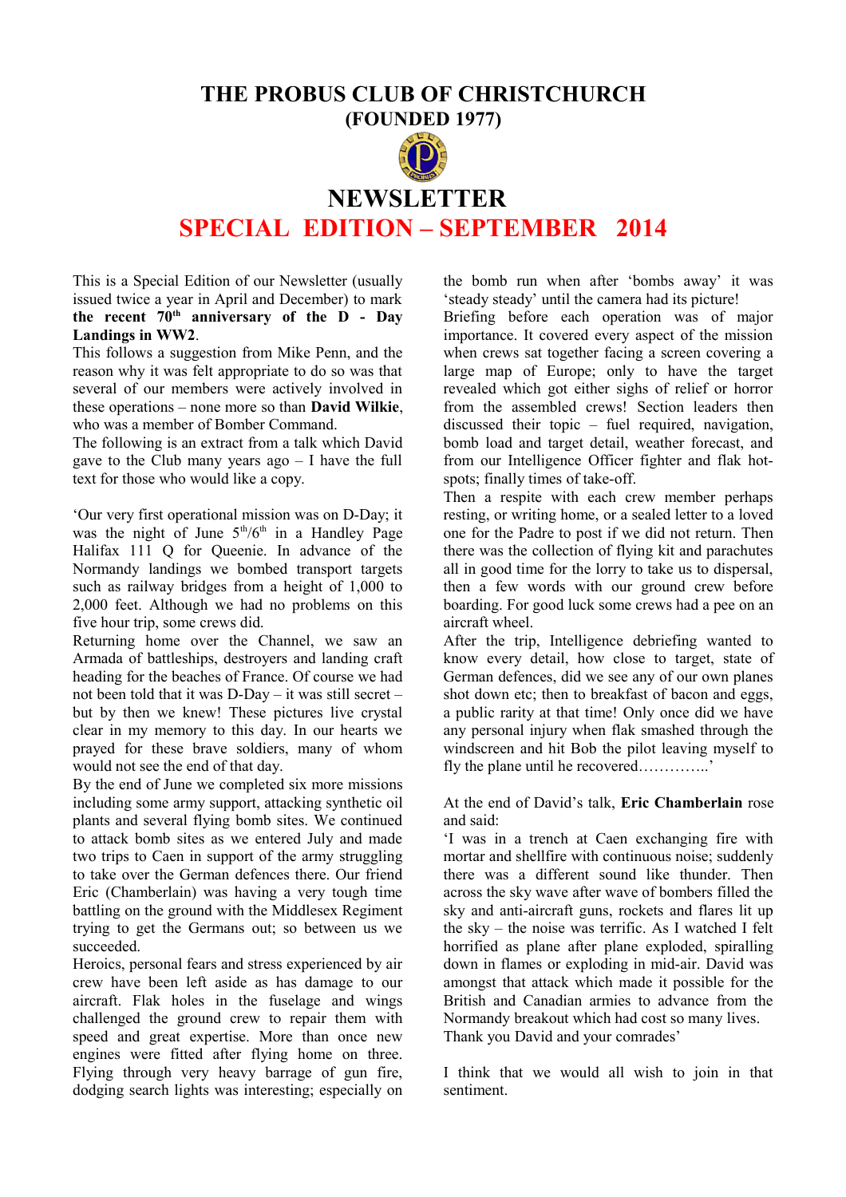# THE PROBUS CLUB OF CHRISTCHURCH

## (FOUNDED 1977)

# NEWSLETTER

## SPECIAL EDITION – SEPTEMBER 2014

This is a Special Edition of our Newsletter (usually issued twice a year in April and December) to mark **the recent 70th anniversary of the D - Day Landings in WW2**.

This follows a suggestion from Mike Penn, and the reason why it was felt appropriate to do so was that several of our members were actively involved in these operations – none more so than **David Wilkie**, who was a member of Bomber Command.

The following is an extract from a talk which David gave to the Club many years ago – I have the full text for those who would like a copy.

'Our very first operational mission was on D-Day; it was the night of June 5th/6th in a Handley Page Halifax 111 Q for Queenie. In advance of the Normandy landings we bombed transport targets such as railway bridges from a height of 1,000 to 2,000 feet. Although we had no problems on this five hour trip, some crews did.

Returning home over the Channel, we saw an Armada of battleships, destroyers and landing craft heading for the beaches of France. Of course we had not been told that it was D-Day – it was still secret – but by then we knew! These pictures live crystal clear in my memory to this day. In our hearts we prayed for these brave soldiers, many of whom would not see the end of that day.

By the end of June we completed six more missions including some army support, attacking synthetic oil plants and several flying bomb sites. We continued to attack bomb sites as we entered July and made two trips to Caen in support of the army struggling to take over the German defences there. Our friend Eric (Chamberlain) was having a very tough time battling on the ground with the Middlesex Regiment trying to get the Germans out; so between us we succeeded.

Heroics, personal fears and stress experienced by air crew have been left aside as has damage to our aircraft. Flak holes in the fuselage and wings challenged the ground crew to repair them with speed and great expertise. More than once new engines were fitted after flying home on three. Flying through very heavy barrage of gun fire, dodging search lights was interesting; especially on the bomb run when after 'bombs away' it was 'steady steady' until the camera had its picture!

Briefing before each operation was of major importance. It covered every aspect of the mission when crews sat together facing a screen covering a large map of Europe; only to have the target revealed which got either sighs of relief or horror from the assembled crews! Section leaders then discussed their topic – fuel required, navigation, bomb load and target detail, weather forecast, and from our Intelligence Officer fighter and flak hot-spots; finally times of take-off.

Then a respite with each crew member perhaps resting, or writing home, or a sealed letter to a loved one for the Padre to post if we did not return. Then there was the collection of flying kit and parachutes all in good time for the lorry to take us to dispersal, then a few words with our ground crew before boarding. For good luck some crews had a pee on an aircraft wheel.

After the trip, Intelligence debriefing wanted to know every detail, how close to target, state of German defences, did we see any of our own planes shot down etc; then to breakfast of bacon and eggs, a public rarity at that time! Only once did we have any personal injury when flak smashed through the windscreen and hit Bob the pilot leaving myself to fly the plane until he recovered…………..'

At the end of David's talk, **Eric Chamberlain** rose and said:

'I was in a trench at Caen exchanging fire with mortar and shellfire with continuous noise; suddenly there was a different sound like thunder. Then across the sky wave after wave of bombers filled the sky and anti-aircraft guns, rockets and flares lit up the sky – the noise was terrific. As I watched I felt horrified as plane after plane exploded, spiralling down in flames or exploding in mid-air. David was amongst that attack which made it possible for the British and Canadian armies to advance from the Normandy breakout which had cost so many lives.

Thank you David and your comrades'

I think that we would all wish to join in that sentiment.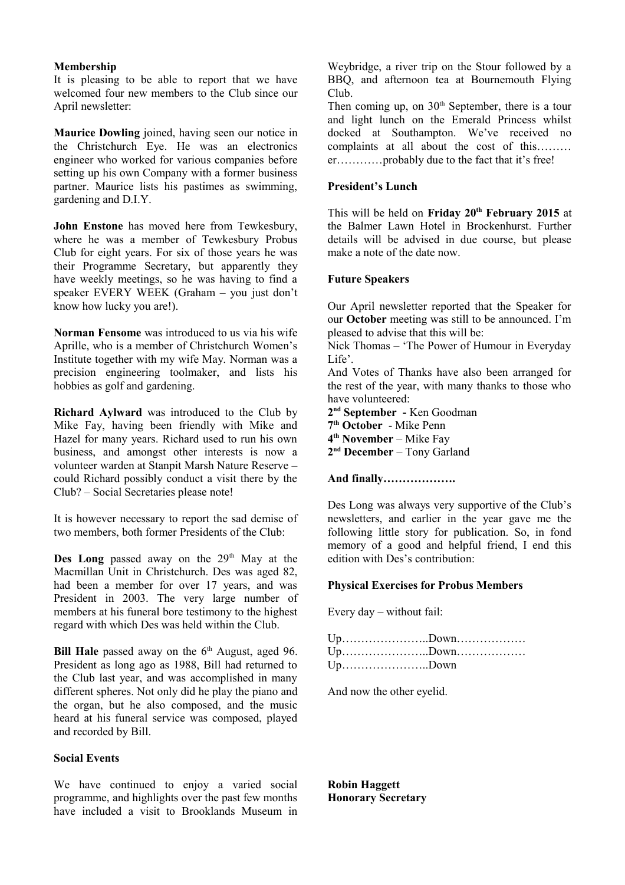**Membership**

It is pleasing to be able to report that we have welcomed four new members to the Club since our April newsletter:

**Maurice Dowling** joined, having seen our notice in the Christchurch Eye. He was an electronics engineer who worked for various companies before setting up his own Company with a former business partner. Maurice lists his pastimes as swimming, gardening and D.I.Y.

**John Enstone** has moved here from Tewkesbury, where he was a member of Tewkesbury Probus Club for eight years. For six of those years he was their Programme Secretary, but apparently they have weekly meetings, so he was having to find a speaker EVERY WEEK (Graham – you just don't know how lucky you are!).

**Norman Fensome** was introduced to us via his wife Aprille, who is a member of Christchurch Women's Institute together with my wife May. Norman was a precision engineering toolmaker, and lists his hobbies as golf and gardening.

**Richard Aylward** was introduced to the Club by Mike Fay, having been friendly with Mike and Hazel for many years. Richard used to run his own business, and amongst other interests is now a volunteer warden at Stanpit Marsh Nature Reserve – could Richard possibly conduct a visit there by the Club? – Social Secretaries please note!

It is however necessary to report the sad demise of two members, both former Presidents of the Club:

**Des Long** passed away on the 29th May at the Macmillan Unit in Christchurch. Des was aged 82, had been a member for over 17 years, and was President in 2003. The very large number of members at his funeral bore testimony to the highest regard with which Des was held within the Club.

**Bill Hale** passed away on the 6th August, aged 96. President as long ago as 1988, Bill had returned to the Club last year, and was accomplished in many different spheres. Not only did he play the piano and the organ, but he also composed, and the music heard at his funeral service was composed, played and recorded by Bill.

**Social Events**

We have continued to enjoy a varied social programme, and highlights over the past few months have included a visit to Brooklands Museum in Weybridge, a river trip on the Stour followed by a BBQ, and afternoon tea at Bournemouth Flying Club.

Then coming up, on 30th September, there is a tour and light lunch on the Emerald Princess whilst docked at Southampton. We've received no complaints at all about the cost of this……… er…………probably due to the fact that it's free!

**President's Lunch**

This will be held on **Friday 20th February 2015** at the Balmer Lawn Hotel in Brockenhurst. Further details will be advised in due course, but please make a note of the date now.

**Future Speakers**

Our April newsletter reported that the Speaker for our **October** meeting was still to be announced. I'm pleased to advise that this will be:

Nick Thomas – 'The Power of Humour in Everyday Life'.

And Votes of Thanks have also been arranged for the rest of the year, with many thanks to those who have volunteered:

**2nd September -** Ken Goodman
**7th October** - Mike Penn
**4th November** – Mike Fay
**2nd December** – Tony Garland

**And finally……………….**

Des Long was always very supportive of the Club's newsletters, and earlier in the year gave me the following little story for publication. So, in fond memory of a good and helpful friend, I end this edition with Des's contribution:

**Physical Exercises for Probus Members**

Every day – without fail:

Up…………………..Down………………
Up…………………..Down………………
Up…………………..Down

And now the other eyelid.

**Robin Haggett**
**Honorary Secretary**